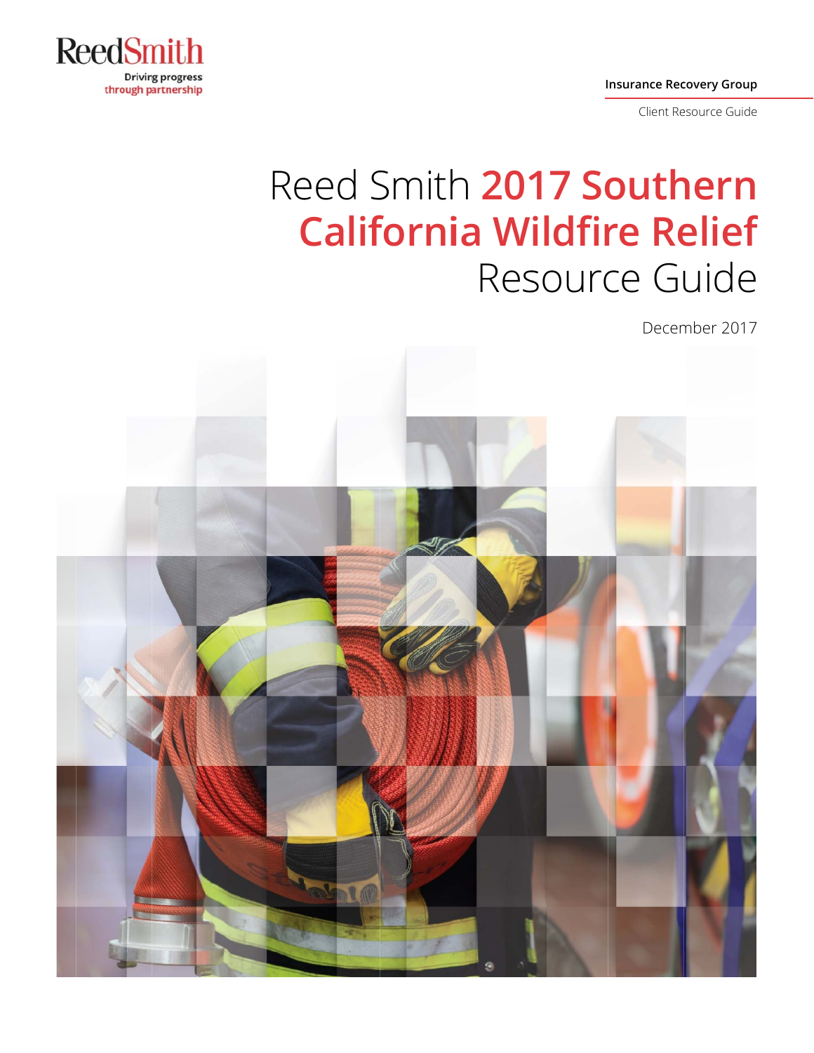ReedSmith

Driving progress through partnership

Insurance Recovery Group

Client Resource Guide

# Reed Smith **2017 Southern California Wildfire Relief** Resource Guide

December 2017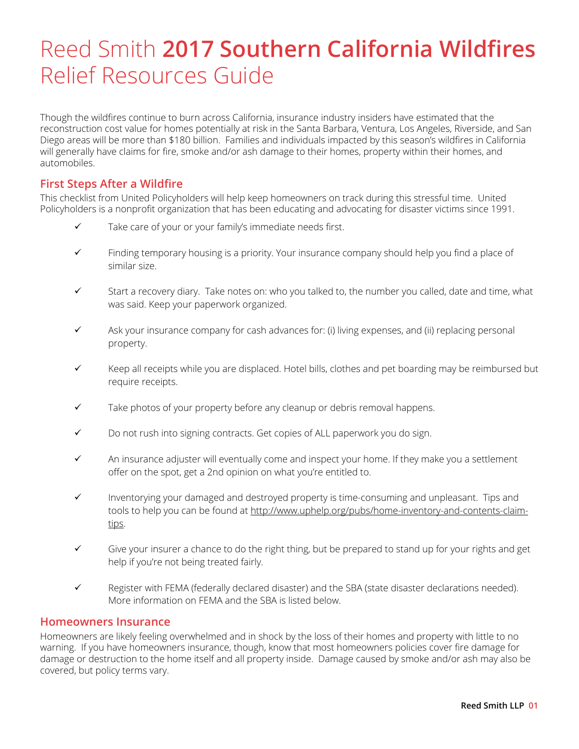# Reed Smith **2017 Southern California Wildfires** Relief Resources Guide

Though the wildfires continue to burn across California, insurance industry insiders have estimated that the reconstruction cost value for homes potentially at risk in the Santa Barbara, Ventura, Los Angeles, Riverside, and San Diego areas will be more than $180 billion. Families and individuals impacted by this season's wildfires in California will generally have claims for fire, smoke and/or ash damage to their homes, property within their homes, and automobiles.

## First Steps After a Wildfire

This checklist from United Policyholders will help keep homeowners on track during this stressful time. United Policyholders is a nonprofit organization that has been educating and advocating for disaster victims since 1991.

- ✓ Take care of your or your family's immediate needs first.
- ✓ Finding temporary housing is a priority. Your insurance company should help you find a place of similar size.
- ✓ Start a recovery diary. Take notes on: who you talked to, the number you called, date and time, what was said. Keep your paperwork organized.
- ✓ Ask your insurance company for cash advances for: (i) living expenses, and (ii) replacing personal property.
- ✓ Keep all receipts while you are displaced. Hotel bills, clothes and pet boarding may be reimbursed but require receipts.
- ✓ Take photos of your property before any cleanup or debris removal happens.
- ✓ Do not rush into signing contracts. Get copies of ALL paperwork you do sign.
- ✓ An insurance adjuster will eventually come and inspect your home. If they make you a settlement offer on the spot, get a 2nd opinion on what you're entitled to.
- ✓ Inventorying your damaged and destroyed property is time-consuming and unpleasant. Tips and tools to help you can be found at http://www.uphelp.org/pubs/home-inventory-and-contents-claim-tips.
- ✓ Give your insurer a chance to do the right thing, but be prepared to stand up for your rights and get help if you're not being treated fairly.
- ✓ Register with FEMA (federally declared disaster) and the SBA (state disaster declarations needed). More information on FEMA and the SBA is listed below.

## Homeowners Insurance

Homeowners are likely feeling overwhelmed and in shock by the loss of their homes and property with little to no warning. If you have homeowners insurance, though, know that most homeowners policies cover fire damage for damage or destruction to the home itself and all property inside. Damage caused by smoke and/or ash may also be covered, but policy terms vary.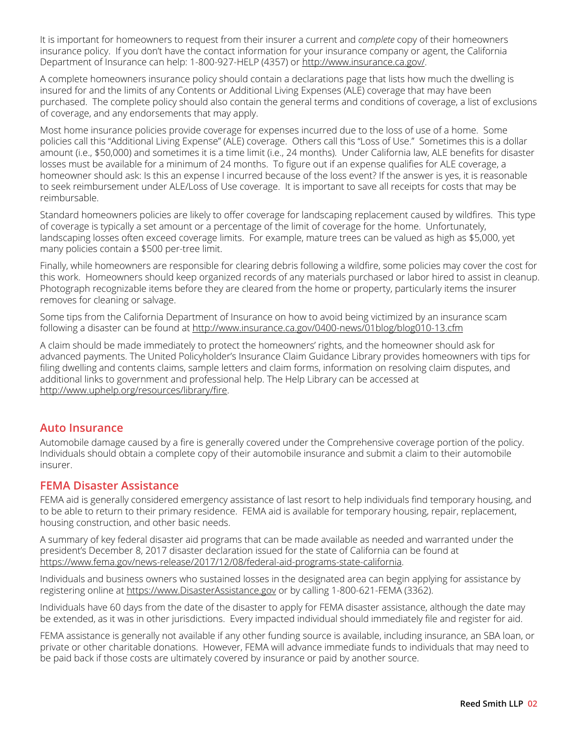It is important for homeowners to request from their insurer a current and *complete* copy of their homeowners insurance policy. If you don't have the contact information for your insurance company or agent, the California Department of Insurance can help: 1-800-927-HELP (4357) or http://www.insurance.ca.gov/.

A complete homeowners insurance policy should contain a declarations page that lists how much the dwelling is insured for and the limits of any Contents or Additional Living Expenses (ALE) coverage that may have been purchased. The complete policy should also contain the general terms and conditions of coverage, a list of exclusions of coverage, and any endorsements that may apply.

Most home insurance policies provide coverage for expenses incurred due to the loss of use of a home. Some policies call this "Additional Living Expense" (ALE) coverage. Others call this "Loss of Use." Sometimes this is a dollar amount (i.e., $50,000) and sometimes it is a time limit (i.e., 24 months). Under California law, ALE benefits for disaster losses must be available for a minimum of 24 months. To figure out if an expense qualifies for ALE coverage, a homeowner should ask: Is this an expense I incurred because of the loss event? If the answer is yes, it is reasonable to seek reimbursement under ALE/Loss of Use coverage. It is important to save all receipts for costs that may be reimbursable.

Standard homeowners policies are likely to offer coverage for landscaping replacement caused by wildfires. This type of coverage is typically a set amount or a percentage of the limit of coverage for the home. Unfortunately, landscaping losses often exceed coverage limits. For example, mature trees can be valued as high as $5,000, yet many policies contain a $500 per-tree limit.

Finally, while homeowners are responsible for clearing debris following a wildfire, some policies may cover the cost for this work. Homeowners should keep organized records of any materials purchased or labor hired to assist in cleanup. Photograph recognizable items before they are cleared from the home or property, particularly items the insurer removes for cleaning or salvage.

Some tips from the California Department of Insurance on how to avoid being victimized by an insurance scam following a disaster can be found at http://www.insurance.ca.gov/0400-news/01blog/blog010-13.cfm

A claim should be made immediately to protect the homeowners' rights, and the homeowner should ask for advanced payments. The United Policyholder's Insurance Claim Guidance Library provides homeowners with tips for filing dwelling and contents claims, sample letters and claim forms, information on resolving claim disputes, and additional links to government and professional help. The Help Library can be accessed at http://www.uphelp.org/resources/library/fire.

## Auto Insurance

Automobile damage caused by a fire is generally covered under the Comprehensive coverage portion of the policy. Individuals should obtain a complete copy of their automobile insurance and submit a claim to their automobile insurer.

## FEMA Disaster Assistance

FEMA aid is generally considered emergency assistance of last resort to help individuals find temporary housing, and to be able to return to their primary residence. FEMA aid is available for temporary housing, repair, replacement, housing construction, and other basic needs.

A summary of key federal disaster aid programs that can be made available as needed and warranted under the president's December 8, 2017 disaster declaration issued for the state of California can be found at https://www.fema.gov/news-release/2017/12/08/federal-aid-programs-state-california.

Individuals and business owners who sustained losses in the designated area can begin applying for assistance by registering online at https://www.DisasterAssistance.gov or by calling 1-800-621-FEMA (3362).

Individuals have 60 days from the date of the disaster to apply for FEMA disaster assistance, although the date may be extended, as it was in other jurisdictions. Every impacted individual should immediately file and register for aid.

FEMA assistance is generally not available if any other funding source is available, including insurance, an SBA loan, or private or other charitable donations. However, FEMA will advance immediate funds to individuals that may need to be paid back if those costs are ultimately covered by insurance or paid by another source.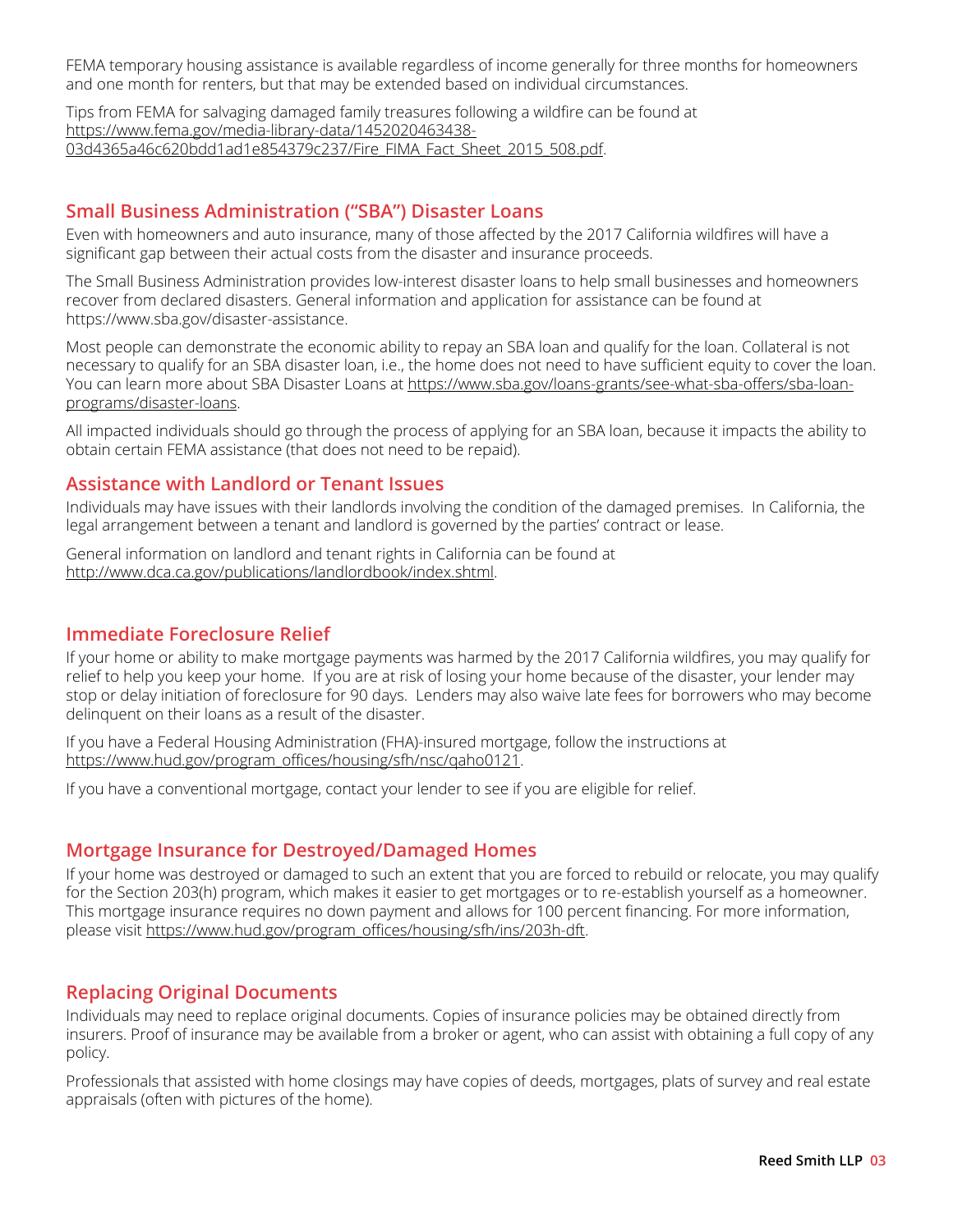FEMA temporary housing assistance is available regardless of income generally for three months for homeowners and one month for renters, but that may be extended based on individual circumstances.

Tips from FEMA for salvaging damaged family treasures following a wildfire can be found at https://www.fema.gov/media-library-data/1452020463438-03d4365a46c620bdd1ad1e854379c237/Fire_FIMA_Fact_Sheet_2015_508.pdf.

## Small Business Administration ("SBA") Disaster Loans

Even with homeowners and auto insurance, many of those affected by the 2017 California wildfires will have a significant gap between their actual costs from the disaster and insurance proceeds.

The Small Business Administration provides low-interest disaster loans to help small businesses and homeowners recover from declared disasters. General information and application for assistance can be found at https://www.sba.gov/disaster-assistance.

Most people can demonstrate the economic ability to repay an SBA loan and qualify for the loan. Collateral is not necessary to qualify for an SBA disaster loan, i.e., the home does not need to have sufficient equity to cover the loan. You can learn more about SBA Disaster Loans at https://www.sba.gov/loans-grants/see-what-sba-offers/sba-loan-programs/disaster-loans.

All impacted individuals should go through the process of applying for an SBA loan, because it impacts the ability to obtain certain FEMA assistance (that does not need to be repaid).

## Assistance with Landlord or Tenant Issues

Individuals may have issues with their landlords involving the condition of the damaged premises. In California, the legal arrangement between a tenant and landlord is governed by the parties' contract or lease.

General information on landlord and tenant rights in California can be found at http://www.dca.ca.gov/publications/landlordbook/index.shtml.

## Immediate Foreclosure Relief

If your home or ability to make mortgage payments was harmed by the 2017 California wildfires, you may qualify for relief to help you keep your home. If you are at risk of losing your home because of the disaster, your lender may stop or delay initiation of foreclosure for 90 days. Lenders may also waive late fees for borrowers who may become delinquent on their loans as a result of the disaster.

If you have a Federal Housing Administration (FHA)-insured mortgage, follow the instructions at https://www.hud.gov/program_offices/housing/sfh/nsc/qaho0121.

If you have a conventional mortgage, contact your lender to see if you are eligible for relief.

## Mortgage Insurance for Destroyed/Damaged Homes

If your home was destroyed or damaged to such an extent that you are forced to rebuild or relocate, you may qualify for the Section 203(h) program, which makes it easier to get mortgages or to re-establish yourself as a homeowner. This mortgage insurance requires no down payment and allows for 100 percent financing. For more information, please visit https://www.hud.gov/program_offices/housing/sfh/ins/203h-dft.

## Replacing Original Documents

Individuals may need to replace original documents. Copies of insurance policies may be obtained directly from insurers. Proof of insurance may be available from a broker or agent, who can assist with obtaining a full copy of any policy.

Professionals that assisted with home closings may have copies of deeds, mortgages, plats of survey and real estate appraisals (often with pictures of the home).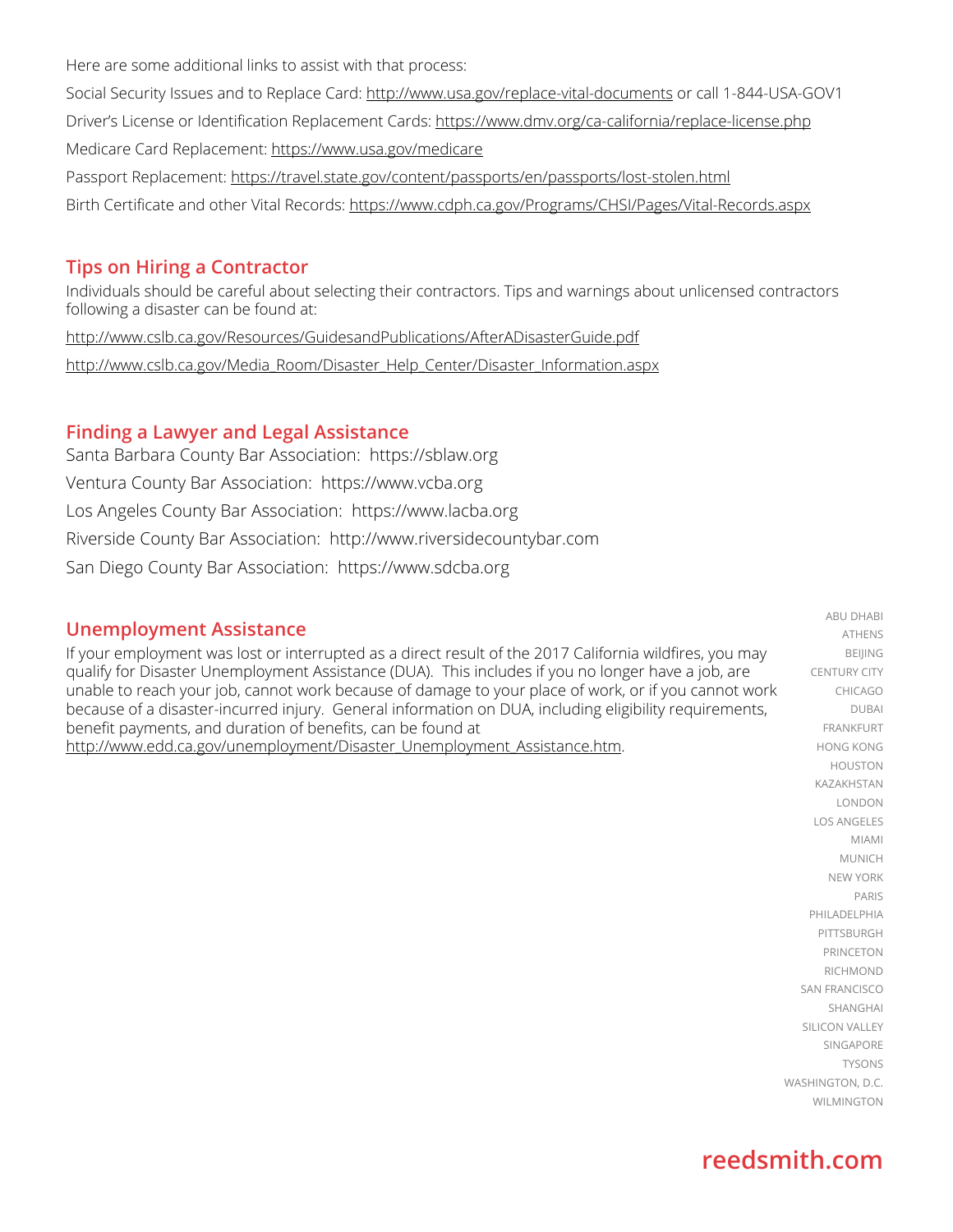Here are some additional links to assist with that process:

Social Security Issues and to Replace Card: http://www.usa.gov/replace-vital-documents or call 1-844-USA-GOV1

Driver's License or Identification Replacement Cards: https://www.dmv.org/ca-california/replace-license.php

Medicare Card Replacement: https://www.usa.gov/medicare

Passport Replacement: https://travel.state.gov/content/passports/en/passports/lost-stolen.html

Birth Certificate and other Vital Records: https://www.cdph.ca.gov/Programs/CHSI/Pages/Vital-Records.aspx

## Tips on Hiring a Contractor

Individuals should be careful about selecting their contractors. Tips and warnings about unlicensed contractors following a disaster can be found at:

http://www.cslb.ca.gov/Resources/GuidesandPublications/AfterADisasterGuide.pdf

http://www.cslb.ca.gov/Media_Room/Disaster_Help_Center/Disaster_Information.aspx

## Finding a Lawyer and Legal Assistance

Santa Barbara County Bar Association: https://sblaw.org

Ventura County Bar Association: https://www.vcba.org

Los Angeles County Bar Association: https://www.lacba.org

Riverside County Bar Association: http://www.riversidecountybar.com

San Diego County Bar Association: https://www.sdcba.org

## Unemployment Assistance

If your employment was lost or interrupted as a direct result of the 2017 California wildfires, you may qualify for Disaster Unemployment Assistance (DUA). This includes if you no longer have a job, are unable to reach your job, cannot work because of damage to your place of work, or if you cannot work because of a disaster-incurred injury. General information on DUA, including eligibility requirements, benefit payments, and duration of benefits, can be found at http://www.edd.ca.gov/unemployment/Disaster_Unemployment_Assistance.htm.

ABU DHABI
ATHENS
BEIJING
CENTURY CITY
CHICAGO
DUBAI
FRANKFURT
HONG KONG
HOUSTON
KAZAKHSTAN
LONDON
LOS ANGELES
MIAMI
MUNICH
NEW YORK
PARIS
PHILADELPHIA
PITTSBURGH
PRINCETON
RICHMOND
SAN FRANCISCO
SHANGHAI
SILICON VALLEY
SINGAPORE
TYSONS
WASHINGTON, D.C.
WILMINGTON

**reedsmith.com**